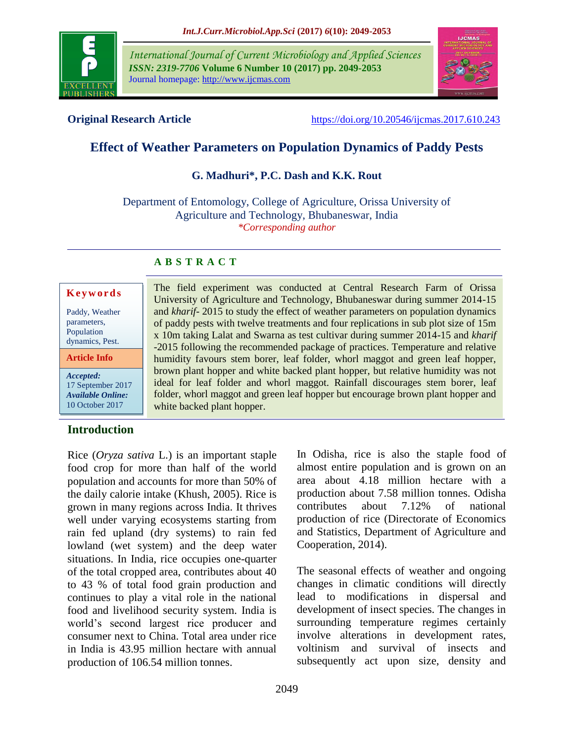**Original Research Article** https://doi.org/10.20546/ijcmas.2017.610.243

# Effect of Weather Parameters on Population Dynamics of Paddy Pests

**G. Madhuri*, P.C. Dash and K.K. Rout**

Department of Entomology, College of Agriculture, Orissa University of Agriculture and Technology, Bhubaneswar, India

*\*Corresponding author*

## A B S T R A C T

**Keywords**

Paddy, Weather parameters, Population dynamics, Pest.

**Article Info**

***Accepted:*** 17 September 2017
***Available Online:*** 10 October 2017

The field experiment was conducted at Central Research Farm of Orissa University of Agriculture and Technology, Bhubaneswar during summer 2014-15 and *kharif*- 2015 to study the effect of weather parameters on population dynamics of paddy pests with twelve treatments and four replications in sub plot size of 15m x 10m taking Lalat and Swarna as test cultivar during summer 2014-15 and *kharif* -2015 following the recommended package of practices. Temperature and relative humidity favours stem borer, leaf folder, whorl maggot and green leaf hopper, brown plant hopper and white backed plant hopper, but relative humidity was not ideal for leaf folder and whorl maggot. Rainfall discourages stem borer, leaf folder, whorl maggot and green leaf hopper but encourage brown plant hopper and white backed plant hopper.

## Introduction

Rice (*Oryza sativa* L.) is an important staple food crop for more than half of the world population and accounts for more than 50% of the daily calorie intake (Khush, 2005). Rice is grown in many regions across India. It thrives well under varying ecosystems starting from rain fed upland (dry systems) to rain fed lowland (wet system) and the deep water situations. In India, rice occupies one-quarter of the total cropped area, contributes about 40 to 43 % of total food grain production and continues to play a vital role in the national food and livelihood security system. India is world's second largest rice producer and consumer next to China. Total area under rice in India is 43.95 million hectare with annual production of 106.54 million tonnes.

In Odisha, rice is also the staple food of almost entire population and is grown on an area about 4.18 million hectare with a production about 7.58 million tonnes. Odisha contributes about 7.12% of national production of rice (Directorate of Economics and Statistics, Department of Agriculture and Cooperation, 2014).

The seasonal effects of weather and ongoing changes in climatic conditions will directly lead to modifications in dispersal and development of insect species. The changes in surrounding temperature regimes certainly involve alterations in development rates, voltinism and survival of insects and subsequently act upon size, density and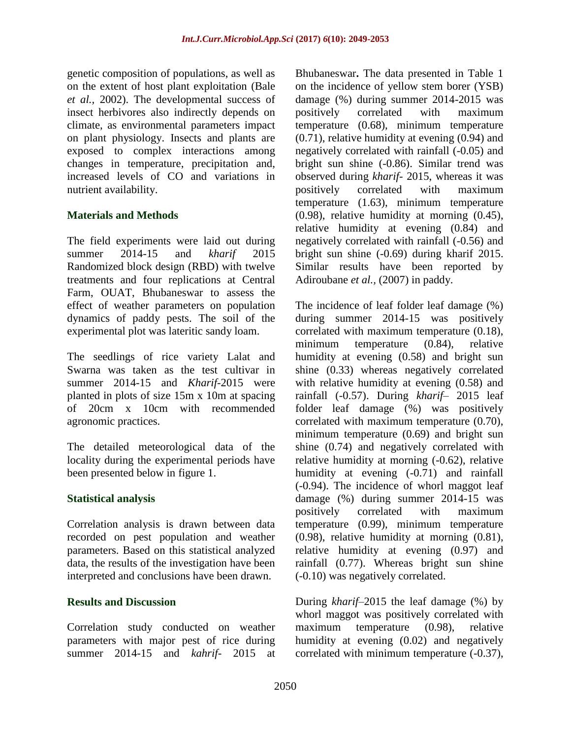genetic composition of populations, as well as on the extent of host plant exploitation (Bale *et al.,* 2002). The developmental success of insect herbivores also indirectly depends on climate, as environmental parameters impact on plant physiology. Insects and plants are exposed to complex interactions among changes in temperature, precipitation and, increased levels of CO and variations in nutrient availability.

## Materials and Methods

The field experiments were laid out during summer 2014-15 and *kharif* 2015 Randomized block design (RBD) with twelve treatments and four replications at Central Farm, OUAT, Bhubaneswar to assess the effect of weather parameters on population dynamics of paddy pests. The soil of the experimental plot was lateritic sandy loam.

The seedlings of rice variety Lalat and Swarna was taken as the test cultivar in summer 2014-15 and *Kharif*-2015 were planted in plots of size 15m x 10m at spacing of 20cm x 10cm with recommended agronomic practices.

The detailed meteorological data of the locality during the experimental periods have been presented below in figure 1.

## Statistical analysis

Correlation analysis is drawn between data recorded on pest population and weather parameters. Based on this statistical analyzed data, the results of the investigation have been interpreted and conclusions have been drawn.

## Results and Discussion

Correlation study conducted on weather parameters with major pest of rice during summer 2014-15 and *kahrif*- 2015 at Bhubaneswar**.** The data presented in Table 1 on the incidence of yellow stem borer (YSB) damage (%) during summer 2014-2015 was positively correlated with maximum temperature (0.68), minimum temperature (0.71), relative humidity at evening (0.94) and negatively correlated with rainfall (-0.05) and bright sun shine (-0.86). Similar trend was observed during *kharif*- 2015, whereas it was positively correlated with maximum temperature (1.63), minimum temperature (0.98), relative humidity at morning (0.45), relative humidity at evening (0.84) and negatively correlated with rainfall (-0.56) and bright sun shine (-0.69) during kharif 2015. Similar results have been reported by Adiroubane *et al.,* (2007) in paddy.

The incidence of leaf folder leaf damage (%) during summer 2014-15 was positively correlated with maximum temperature (0.18), minimum temperature (0.84), relative humidity at evening (0.58) and bright sun shine (0.33) whereas negatively correlated with relative humidity at evening (0.58) and rainfall (-0.57). During *kharif*– 2015 leaf folder leaf damage (%) was positively correlated with maximum temperature (0.70), minimum temperature (0.69) and bright sun shine (0.74) and negatively correlated with relative humidity at morning (-0.62), relative humidity at evening (-0.71) and rainfall (-0.94). The incidence of whorl maggot leaf damage (%) during summer 2014-15 was positively correlated with maximum temperature (0.99), minimum temperature (0.98), relative humidity at morning (0.81), relative humidity at evening (0.97) and rainfall (0.77). Whereas bright sun shine (-0.10) was negatively correlated.

During *kharif*–2015 the leaf damage (%) by whorl maggot was positively correlated with maximum temperature (0.98), relative humidity at evening (0.02) and negatively correlated with minimum temperature (-0.37),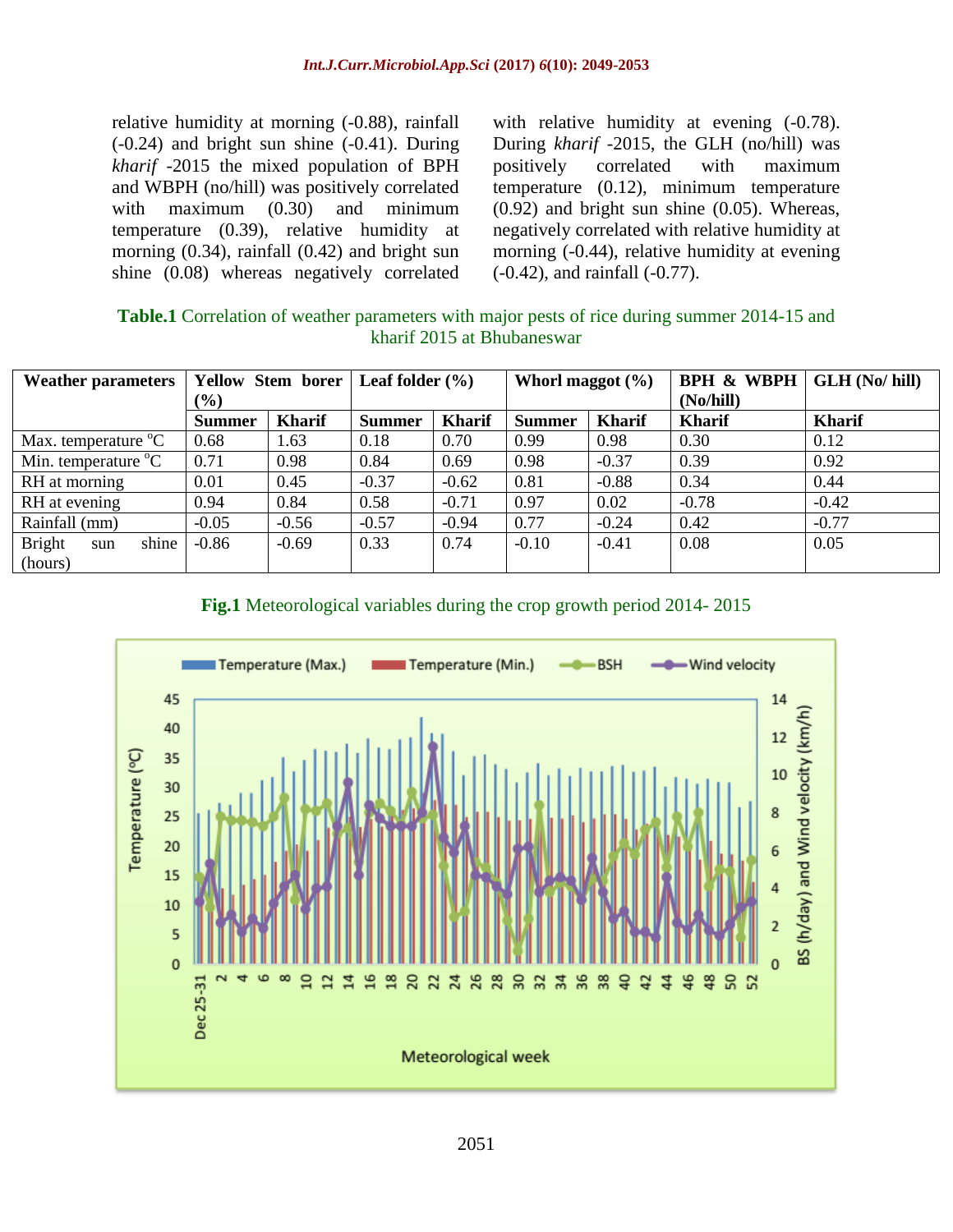relative humidity at morning (-0.88), rainfall (-0.24) and bright sun shine (-0.41). During *kharif* -2015 the mixed population of BPH and WBPH (no/hill) was positively correlated with maximum (0.30) and minimum temperature (0.39), relative humidity at morning (0.34), rainfall (0.42) and bright sun shine (0.08) whereas negatively correlated with relative humidity at evening (-0.78). During *kharif* -2015, the GLH (no/hill) was positively correlated with maximum temperature (0.12), minimum temperature (0.92) and bright sun shine (0.05). Whereas, negatively correlated with relative humidity at morning (-0.44), relative humidity at evening (-0.42), and rainfall (-0.77).

**Table.1** Correlation of weather parameters with major pests of rice during summer 2014-15 and kharif 2015 at Bhubaneswar

| Weather parameters | Yellow Stem borer (%) | | Leaf folder (%) | | Whorl maggot (%) | | BPH & WBPH (No/hill) | GLH (No/ hill) |
|---|---|---|---|---|---|---|---|---|
| | Summer | Kharif | Summer | Kharif | Summer | Kharif | Kharif | Kharif |
| Max. temperature °C | 0.68 | 1.63 | 0.18 | 0.70 | 0.99 | 0.98 | 0.30 | 0.12 |
| Min. temperature °C | 0.71 | 0.98 | 0.84 | 0.69 | 0.98 | -0.37 | 0.39 | 0.92 |
| RH at morning | 0.01 | 0.45 | -0.37 | -0.62 | 0.81 | -0.88 | 0.34 | 0.44 |
| RH at evening | 0.94 | 0.84 | 0.58 | -0.71 | 0.97 | 0.02 | -0.78 | -0.42 |
| Rainfall (mm) | -0.05 | -0.56 | -0.57 | -0.94 | 0.77 | -0.24 | 0.42 | -0.77 |
| Bright sun shine (hours) | -0.86 | -0.69 | 0.33 | 0.74 | -0.10 | -0.41 | 0.08 | 0.05 |

**Fig.1** Meteorological variables during the crop growth period 2014- 2015

Temperature (Max.)
Temperature (Min.)
BSH
Wind velocity

Temperature (°C)
0
5
10
15
20
25
30
35
40
45

BS (h/day) and Wind velocity (km/h)
0
2
4
6
8
10
12
14

Dec 25-31
2
4
6
8
10
12
14
16
18
20
22
24
26
28
30
32
34
36
38
40
42
44
46
48
50
52

Meteorological week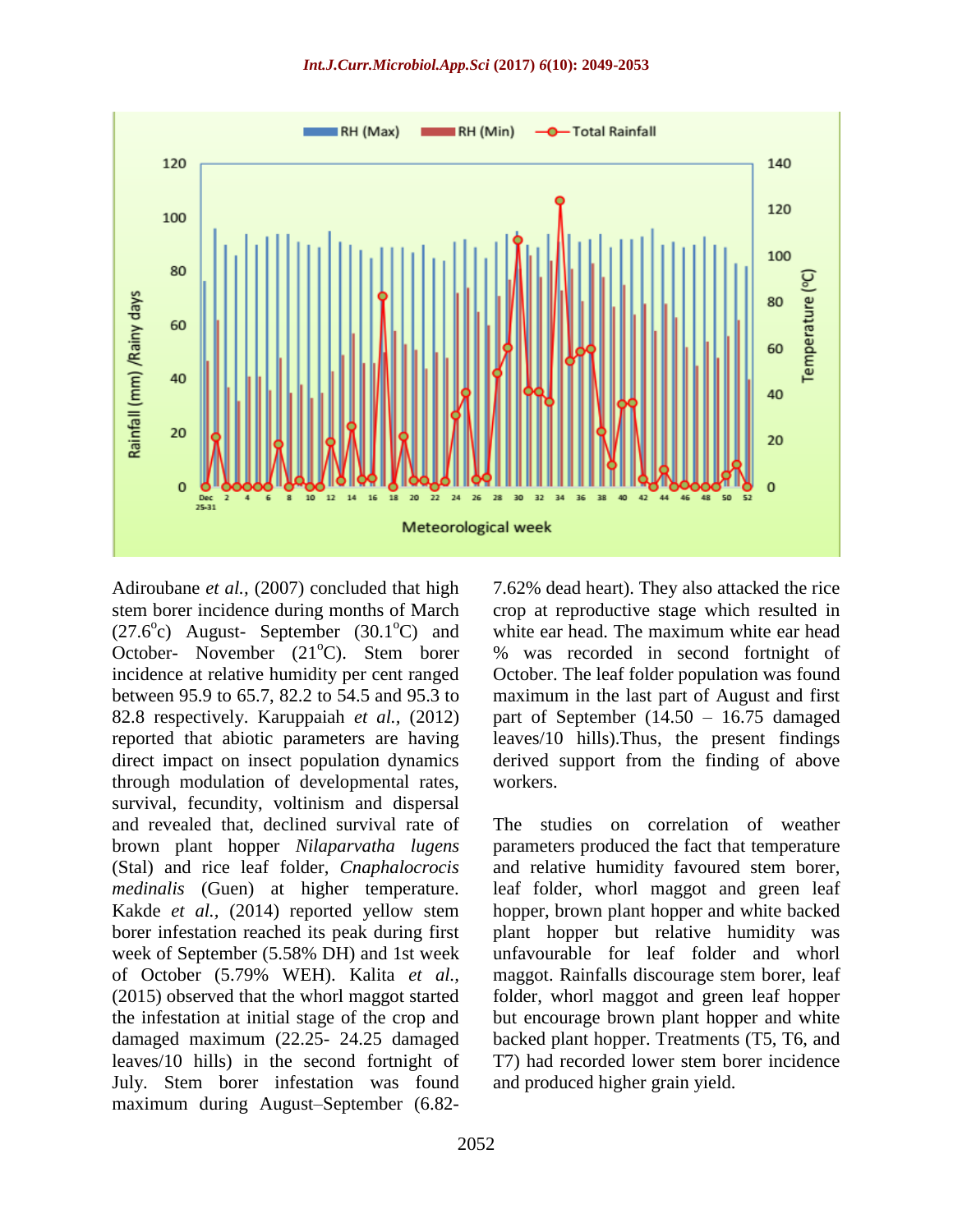RH (Max)
RH (Min)
Total Rainfall

Rainfall (mm) /Rainy days

Temperature (°C)

120
100
80
60
40
20
0

140
120
100
80
60
40
20
0

Dec 25-31
2
4
6
8
10
12
14
16
18
20
22
24
26
28
30
32
34
36
38
40
42
44
46
48
50
52

Meteorological week

Adiroubane *et al.,* (2007) concluded that high stem borer incidence during months of March (27.6°c) August- September (30.1°C) and October- November (21°C). Stem borer incidence at relative humidity per cent ranged between 95.9 to 65.7, 82.2 to 54.5 and 95.3 to 82.8 respectively. Karuppaiah *et al.,* (2012) reported that abiotic parameters are having direct impact on insect population dynamics through modulation of developmental rates, survival, fecundity, voltinism and dispersal and revealed that, declined survival rate of brown plant hopper *Nilaparvatha lugens* (Stal) and rice leaf folder, *Cnaphalocrocis medinalis* (Guen) at higher temperature. Kakde *et al.,* (2014) reported yellow stem borer infestation reached its peak during first week of September (5.58% DH) and 1st week of October (5.79% WEH). Kalita *et al.,* (2015) observed that the whorl maggot started the infestation at initial stage of the crop and damaged maximum (22.25- 24.25 damaged leaves/10 hills) in the second fortnight of July. Stem borer infestation was found maximum during August–September (6.82-7.62% dead heart). They also attacked the rice crop at reproductive stage which resulted in white ear head. The maximum white ear head % was recorded in second fortnight of October. The leaf folder population was found maximum in the last part of August and first part of September (14.50 – 16.75 damaged leaves/10 hills).Thus, the present findings derived support from the finding of above workers.

The studies on correlation of weather parameters produced the fact that temperature and relative humidity favoured stem borer, leaf folder, whorl maggot and green leaf hopper, brown plant hopper and white backed plant hopper but relative humidity was unfavourable for leaf folder and whorl maggot. Rainfalls discourage stem borer, leaf folder, whorl maggot and green leaf hopper but encourage brown plant hopper and white backed plant hopper. Treatments (T5, T6, and T7) had recorded lower stem borer incidence and produced higher grain yield.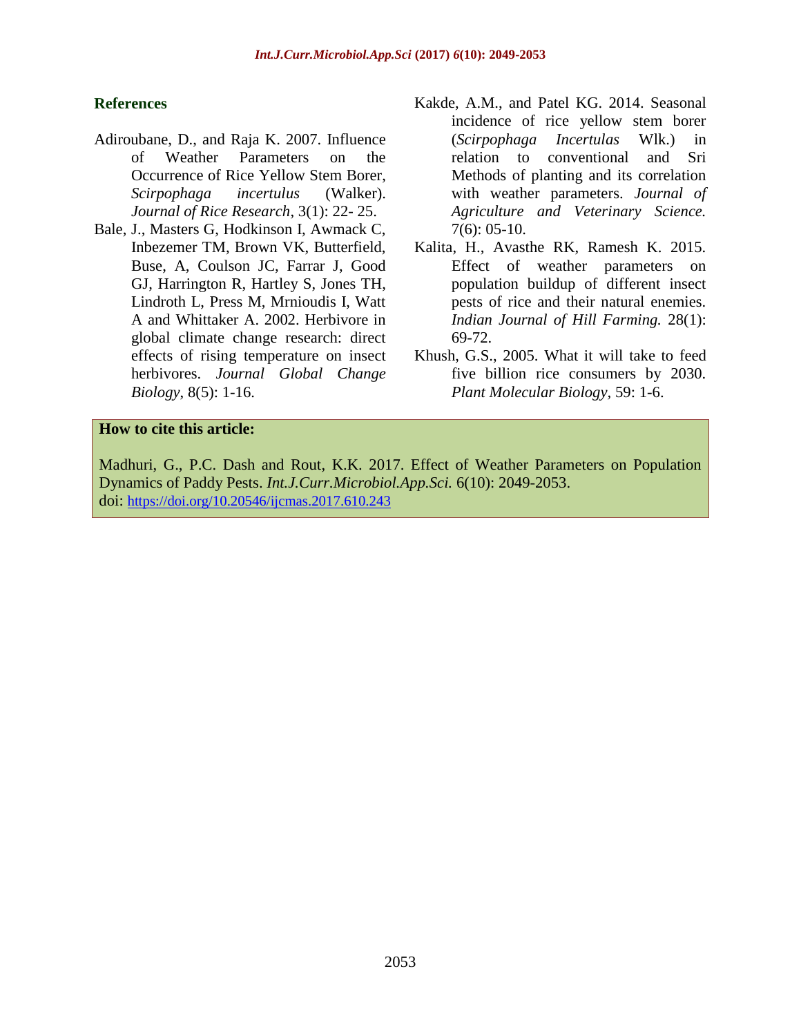## References

Adiroubane, D., and Raja K. 2007. Influence of Weather Parameters on the Occurrence of Rice Yellow Stem Borer, *Scirpophaga incertulus* (Walker). *Journal of Rice Research*, 3(1): 22- 25.

Bale, J., Masters G, Hodkinson I, Awmack C, Inbezemer TM, Brown VK, Butterfield, Buse, A, Coulson JC, Farrar J, Good GJ, Harrington R, Hartley S, Jones TH, Lindroth L, Press M, Mrnioudis I, Watt A and Whittaker A. 2002. Herbivore in global climate change research: direct effects of rising temperature on insect herbivores. *Journal Global Change Biology*, 8(5): 1-16.

Kakde, A.M., and Patel KG. 2014. Seasonal incidence of rice yellow stem borer (*Scirpophaga Incertulas* Wlk.) in relation to conventional and Sri Methods of planting and its correlation with weather parameters. *Journal of Agriculture and Veterinary Science.* 7(6): 05-10.

Kalita, H., Avasthe RK, Ramesh K. 2015. Effect of weather parameters on population buildup of different insect pests of rice and their natural enemies. *Indian Journal of Hill Farming.* 28(1): 69-72.

Khush, G.S., 2005. What it will take to feed five billion rice consumers by 2030. *Plant Molecular Biology*, 59: 1-6.

**How to cite this article:**

Madhuri, G., P.C. Dash and Rout, K.K. 2017. Effect of Weather Parameters on Population Dynamics of Paddy Pests. *Int.J.Curr.Microbiol.App.Sci.* 6(10): 2049-2053.
doi: https://doi.org/10.20546/ijcmas.2017.610.243